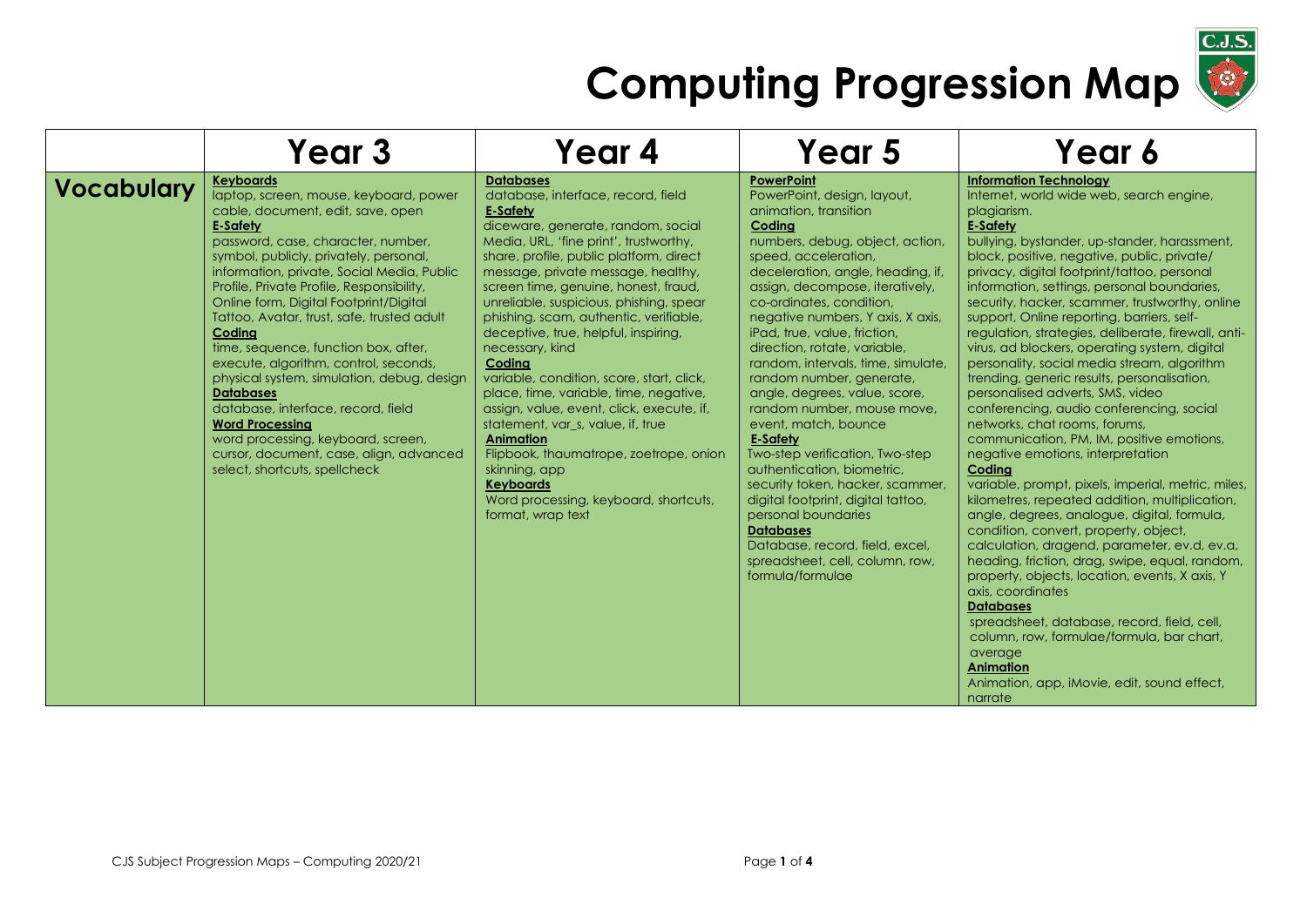# Computing Progression Map

| | Year 3 | Year 4 | Year 5 | Year 6 |
|---|---|---|---|---|
| **Vocabulary** | **Keyboards**<br>laptop, screen, mouse, keyboard, power cable, document, edit, save, open<br>**E-Safety**<br>password, case, character, number, symbol, publicly, privately, personal, information, private, Social Media, Public Profile, Private Profile, Responsibility, Online form, Digital Footprint/Digital Tattoo, Avatar, trust, safe, trusted adult<br>**Coding**<br>time, sequence, function box, after, execute, algorithm, control, seconds, physical system, simulation, debug, design<br>**Databases**<br>database, interface, record, field<br>**Word Processing**<br>word processing, keyboard, screen, cursor, document, case, align, advanced select, shortcuts, spellcheck | **Databases**<br>database, interface, record, field<br>**E-Safety**<br>diceware, generate, random, social Media, URL, 'fine print', trustworthy, share, profile, public platform, direct message, private message, healthy, screen time, genuine, honest, fraud, unreliable, suspicious, phishing, spear phishing, scam, authentic, verifiable, deceptive, true, helpful, inspiring, necessary, kind<br>**Coding**<br>variable, condition, score, start, click, place, time, variable, time, negative, assign, value, event, click, execute, if, statement, var_s, value, if, true<br>**Animation**<br>Flipbook, thaumatrope, zoetrope, onion skinning, app<br>**Keyboards**<br>Word processing, keyboard, shortcuts, format, wrap text | **PowerPoint**<br>PowerPoint, design, layout, animation, transition<br>**Coding**<br>numbers, debug, object, action, speed, acceleration, deceleration, angle, heading, if, assign, decompose, iteratively, co-ordinates, condition, negative numbers, Y axis, X axis, iPad, true, value, friction, direction, rotate, variable, random, intervals, time, simulate, random number, generate, angle, degrees, value, score, random number, mouse move, event, match, bounce<br>**E-Safety**<br>Two-step verification, Two-step authentication, biometric, security token, hacker, scammer, digital footprint, digital tattoo, personal boundaries<br>**Databases**<br>Database, record, field, excel, spreadsheet, cell, column, row, formula/formulae | **Information Technology**<br>Internet, world wide web, search engine, plagiarism.<br>**E-Safety**<br>bullying, bystander, up-stander, harassment, block, positive, negative, public, private/ privacy, digital footprint/tattoo, personal information, settings, personal boundaries, security, hacker, scammer, trustworthy, online support, Online reporting, barriers, self-regulation, strategies, deliberate, firewall, anti-virus, ad blockers, operating system, digital personality, social media stream, algorithm trending, generic results, personalisation, personalised adverts, SMS, video conferencing, audio conferencing, social networks, chat rooms, forums, communication, PM, IM, positive emotions, negative emotions, interpretation<br>**Coding**<br>variable, prompt, pixels, imperial, metric, miles, kilometres, repeated addition, multiplication, angle, degrees, analogue, digital, formula, condition, convert, property, object, calculation, dragend, parameter, ev.d, ev.a, heading, friction, drag, swipe, equal, random, property, objects, location, events, X axis, Y axis, coordinates<br>**Databases**<br>spreadsheet, database, record, field, cell, column, row, formulae/formula, bar chart, average<br>**Animation**<br>Animation, app, iMovie, edit, sound effect, narrate |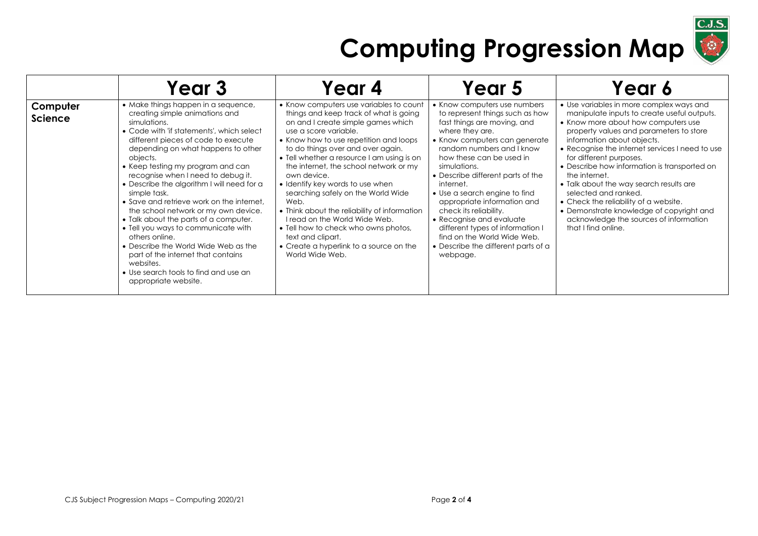# Computing Progression Map

| | Year 3 | Year 4 | Year 5 | Year 6 |
|---|---|---|---|---|
| **Computer Science** | • Make things happen in a sequence, creating simple animations and simulations.<br>• Code with 'if statements', which select different pieces of code to execute depending on what happens to other objects.<br>• Keep testing my program and can recognise when I need to debug it.<br>• Describe the algorithm I will need for a simple task.<br>• Save and retrieve work on the internet, the school network or my own device.<br>• Talk about the parts of a computer.<br>• Tell you ways to communicate with others online.<br>• Describe the World Wide Web as the part of the internet that contains websites.<br>• Use search tools to find and use an appropriate website. | • Know computers use variables to count things and keep track of what is going on and I create simple games which use a score variable.<br>• Know how to use repetition and loops to do things over and over again.<br>• Tell whether a resource I am using is on the internet, the school network or my own device.<br>• Identify key words to use when searching safely on the World Wide Web.<br>• Think about the reliability of information I read on the World Wide Web.<br>• Tell how to check who owns photos, text and clipart.<br>• Create a hyperlink to a source on the World Wide Web. | • Know computers use numbers to represent things such as how fast things are moving, and where they are.<br>• Know computers can generate random numbers and I know how these can be used in simulations.<br>• Describe different parts of the internet.<br>• Use a search engine to find appropriate information and check its reliability.<br>• Recognise and evaluate different types of information I find on the World Wide Web.<br>• Describe the different parts of a webpage. | • Use variables in more complex ways and manipulate inputs to create useful outputs.<br>• Know more about how computers use property values and parameters to store information about objects.<br>• Recognise the internet services I need to use for different purposes.<br>• Describe how information is transported on the internet.<br>• Talk about the way search results are selected and ranked.<br>• Check the reliability of a website.<br>• Demonstrate knowledge of copyright and acknowledge the sources of information that I find online. |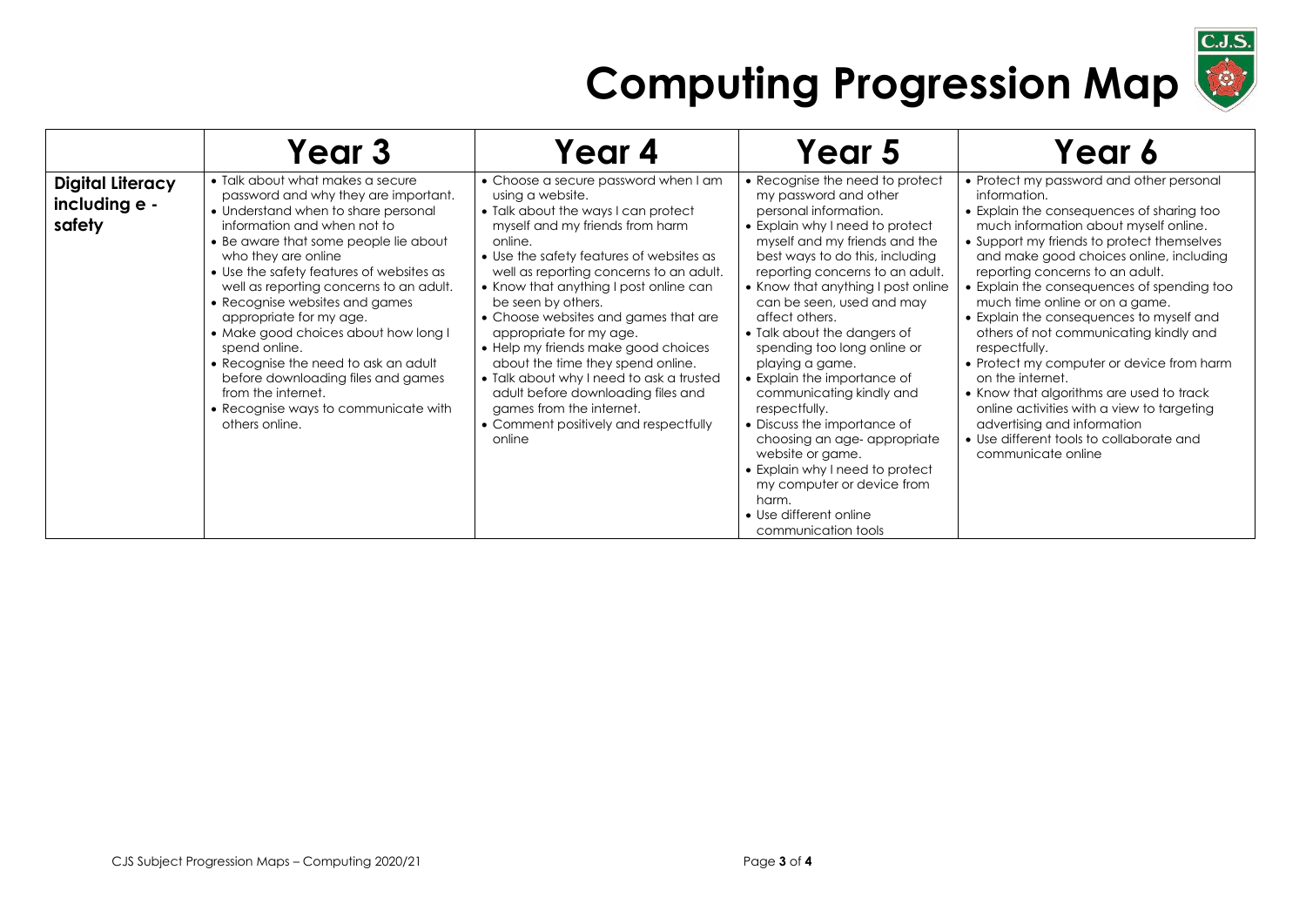# Computing Progression Map

| | Year 3 | Year 4 | Year 5 | Year 6 |
|---|---|---|---|---|
| **Digital Literacy including e - safety** | • Talk about what makes a secure password and why they are important.<br>• Understand when to share personal information and when not to<br>• Be aware that some people lie about who they are online<br>• Use the safety features of websites as well as reporting concerns to an adult.<br>• Recognise websites and games appropriate for my age.<br>• Make good choices about how long I spend online.<br>• Recognise the need to ask an adult before downloading files and games from the internet.<br>• Recognise ways to communicate with others online. | • Choose a secure password when I am using a website.<br>• Talk about the ways I can protect myself and my friends from harm online.<br>• Use the safety features of websites as well as reporting concerns to an adult.<br>• Know that anything I post online can be seen by others.<br>• Choose websites and games that are appropriate for my age.<br>• Help my friends make good choices about the time they spend online.<br>• Talk about why I need to ask a trusted adult before downloading files and games from the internet.<br>• Comment positively and respectfully online | • Recognise the need to protect my password and other personal information.<br>• Explain why I need to protect myself and my friends and the best ways to do this, including reporting concerns to an adult.<br>• Know that anything I post online can be seen, used and may affect others.<br>• Talk about the dangers of spending too long online or playing a game.<br>• Explain the importance of communicating kindly and respectfully.<br>• Discuss the importance of choosing an age- appropriate website or game.<br>• Explain why I need to protect my computer or device from harm.<br>• Use different online communication tools | • Protect my password and other personal information.<br>• Explain the consequences of sharing too much information about myself online.<br>• Support my friends to protect themselves and make good choices online, including reporting concerns to an adult.<br>• Explain the consequences of spending too much time online or on a game.<br>• Explain the consequences to myself and others of not communicating kindly and respectfully.<br>• Protect my computer or device from harm on the internet.<br>• Know that algorithms are used to track online activities with a view to targeting advertising and information<br>• Use different tools to collaborate and communicate online |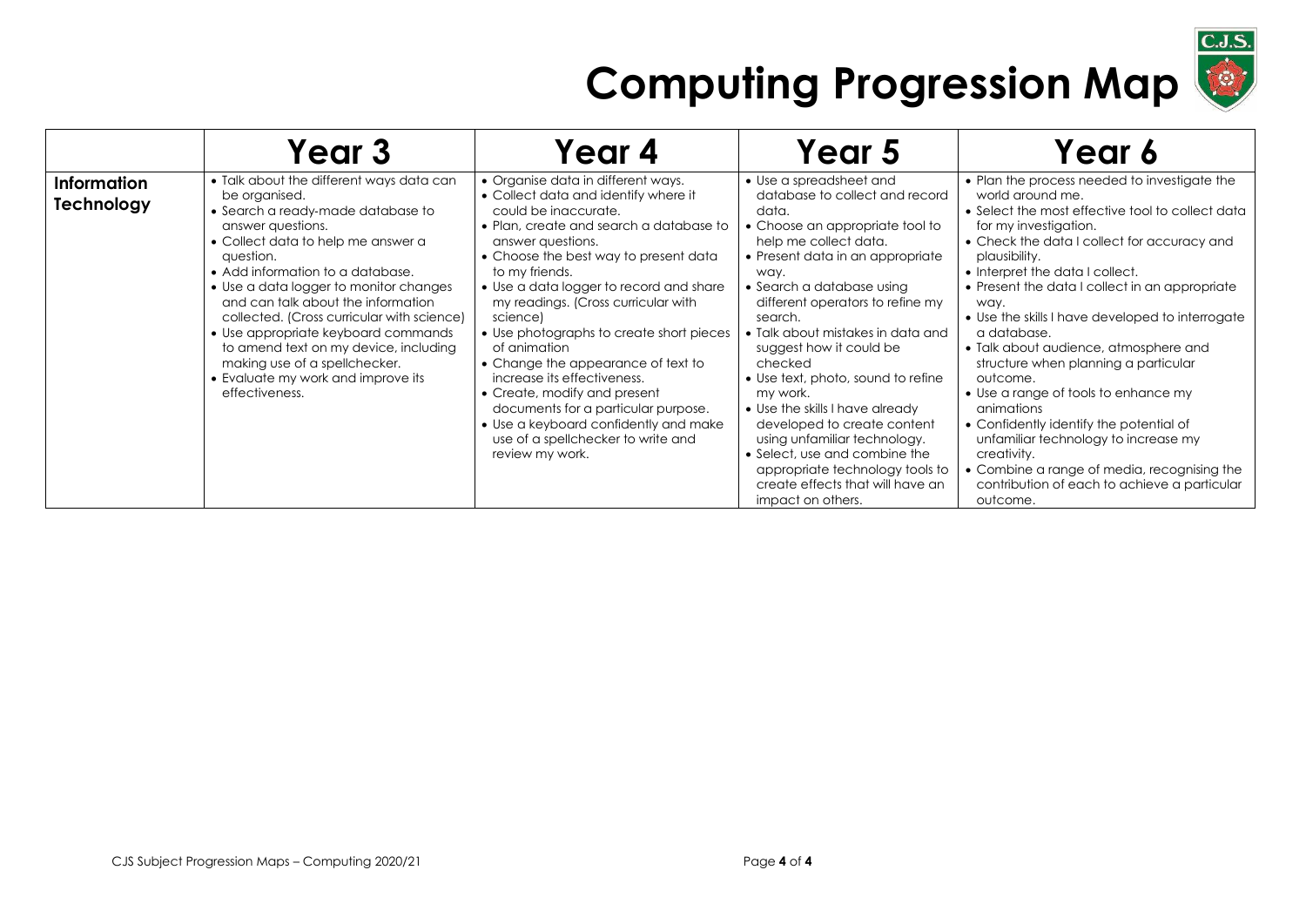# Computing Progression Map

| | Year 3 | Year 4 | Year 5 | Year 6 |
|---|---|---|---|---|
| **Information Technology** | • Talk about the different ways data can be organised.<br>• Search a ready-made database to answer questions.<br>• Collect data to help me answer a question.<br>• Add information to a database.<br>• Use a data logger to monitor changes and can talk about the information collected. (Cross curricular with science)<br>• Use appropriate keyboard commands to amend text on my device, including making use of a spellchecker.<br>• Evaluate my work and improve its effectiveness. | • Organise data in different ways.<br>• Collect data and identify where it could be inaccurate.<br>• Plan, create and search a database to answer questions.<br>• Choose the best way to present data to my friends.<br>• Use a data logger to record and share my readings. (Cross curricular with science)<br>• Use photographs to create short pieces of animation<br>• Change the appearance of text to increase its effectiveness.<br>• Create, modify and present documents for a particular purpose.<br>• Use a keyboard confidently and make use of a spellchecker to write and review my work. | • Use a spreadsheet and database to collect and record data.<br>• Choose an appropriate tool to help me collect data.<br>• Present data in an appropriate way.<br>• Search a database using different operators to refine my search.<br>• Talk about mistakes in data and suggest how it could be checked<br>• Use text, photo, sound to refine my work.<br>• Use the skills I have already developed to create content using unfamiliar technology.<br>• Select, use and combine the appropriate technology tools to create effects that will have an impact on others. | • Plan the process needed to investigate the world around me.<br>• Select the most effective tool to collect data for my investigation.<br>• Check the data I collect for accuracy and plausibility.<br>• Interpret the data I collect.<br>• Present the data I collect in an appropriate way.<br>• Use the skills I have developed to interrogate a database.<br>• Talk about audience, atmosphere and structure when planning a particular outcome.<br>• Use a range of tools to enhance my animations<br>• Confidently identify the potential of unfamiliar technology to increase my creativity.<br>• Combine a range of media, recognising the contribution of each to achieve a particular outcome. |

CJS Subject Progression Maps – Computing 2020/21